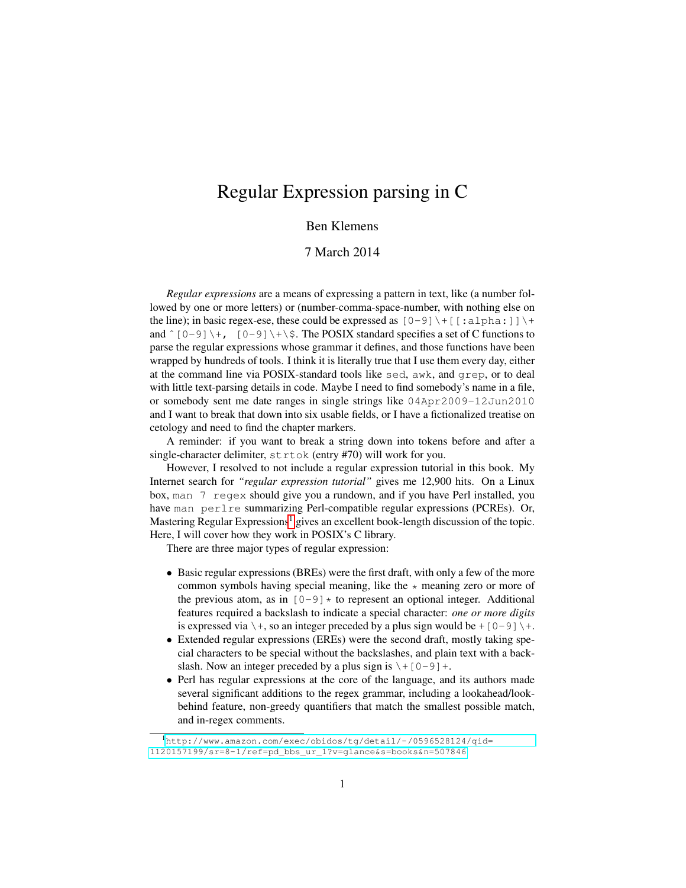# Regular Expression parsing in C

Ben Klemens

7 March 2014

*Regular expressions* are a means of expressing a pattern in text, like (a number followed by one or more letters) or (number-comma-space-number, with nothing else on the line); in basic regex-ese, these could be expressed as `[0-9]\+[[:alpha:]]\+` and `^[0-9]\+, [0-9]\+\$`. The POSIX standard specifies a set of C functions to parse the regular expressions whose grammar it defines, and those functions have been wrapped by hundreds of tools. I think it is literally true that I use them every day, either at the command line via POSIX-standard tools like `sed`, `awk`, and `grep`, or to deal with little text-parsing details in code. Maybe I need to find somebody's name in a file, or somebody sent me date ranges in single strings like `04Apr2009-12Jun2010` and I want to break that down into six usable fields, or I have a fictionalized treatise on cetology and need to find the chapter markers.

A reminder: if you want to break a string down into tokens before and after a single-character delimiter, `strtok` (entry #70) will work for you.

However, I resolved to not include a regular expression tutorial in this book. My Internet search for *"regular expression tutorial"* gives me 12,900 hits. On a Linux box, `man 7 regex` should give you a rundown, and if you have Perl installed, you have `man perlre` summarizing Perl-compatible regular expressions (PCREs). Or, Mastering Regular Expressions[1] gives an excellent book-length discussion of the topic. Here, I will cover how they work in POSIX's C library.

There are three major types of regular expression:

- Basic regular expressions (BREs) were the first draft, with only a few of the more common symbols having special meaning, like the `*` meaning zero or more of the previous atom, as in `[0-9]*` to represent an optional integer. Additional features required a backslash to indicate a special character: *one or more digits* is expressed via `\+`, so an integer preceded by a plus sign would be `+[0-9]\+`.
- Extended regular expressions (EREs) were the second draft, mostly taking special characters to be special without the backslashes, and plain text with a backslash. Now an integer preceded by a plus sign is `\+[0-9]+`.
- Perl has regular expressions at the core of the language, and its authors made several significant additions to the regex grammar, including a lookahead/lookbehind feature, non-greedy quantifiers that match the smallest possible match, and in-regex comments.

[1] http://www.amazon.com/exec/obidos/tg/detail/-/0596528124/qid=1120157199/sr=8-1/ref=pd_bbs_ur_1?v=glance&s=books&n=507846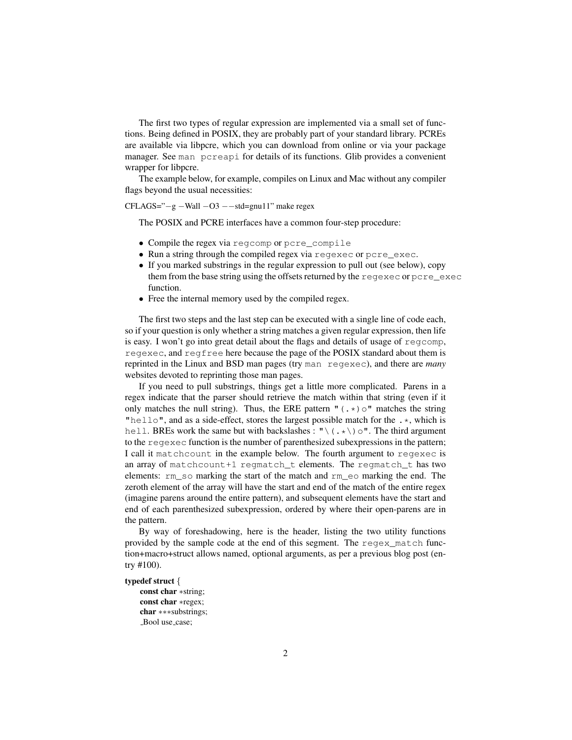The first two types of regular expression are implemented via a small set of functions. Being defined in POSIX, they are probably part of your standard library. PCREs are available via libpcre, which you can download from online or via your package manager. See `man pcreapi` for details of its functions. Glib provides a convenient wrapper for libpcre.

The example below, for example, compiles on Linux and Mac without any compiler flags beyond the usual necessities:

```
CFLAGS="-g -Wall -O3 --std=gnu11" make regex
```

The POSIX and PCRE interfaces have a common four-step procedure:

- Compile the regex via `regcomp` or `pcre_compile`
- Run a string through the compiled regex via `regexec` or `pcre_exec`.
- If you marked substrings in the regular expression to pull out (see below), copy them from the base string using the offsets returned by the `regexec` or `pcre_exec` function.
- Free the internal memory used by the compiled regex.

The first two steps and the last step can be executed with a single line of code each, so if your question is only whether a string matches a given regular expression, then life is easy. I won't go into great detail about the flags and details of usage of `regcomp`, `regexec`, and `regfree` here because the page of the POSIX standard about them is reprinted in the Linux and BSD man pages (try `man regexec`), and there are ***many*** websites devoted to reprinting those man pages.

If you need to pull substrings, things get a little more complicated. Parens in a regex indicate that the parser should retrieve the match within that string (even if it only matches the null string). Thus, the ERE pattern `"(.*)o"` matches the string `"hello"`, and as a side-effect, stores the largest possible match for the `.*`, which is `hell`. BREs work the same but with backslashes : `"\(.*\)o"`. The third argument to the `regexec` function is the number of parenthesized subexpressions in the pattern; I call it `matchcount` in the example below. The fourth argument to `regexec` is an array of `matchcount+1 regmatch_t` elements. The `regmatch_t` has two elements: `rm_so` marking the start of the match and `rm_eo` marking the end. The zeroth element of the array will have the start and end of the match of the entire regex (imagine parens around the entire pattern), and subsequent elements have the start and end of each parenthesized subexpression, ordered by where their open-parens are in the pattern.

By way of foreshadowing, here is the header, listing the two utility functions provided by the sample code at the end of this segment. The `regex_match` function+macro+struct allows named, optional arguments, as per a previous blog post (entry #100).

```c
typedef struct {
    const char *string;
    const char *regex;
    char ***substrings;
    _Bool use_case;
```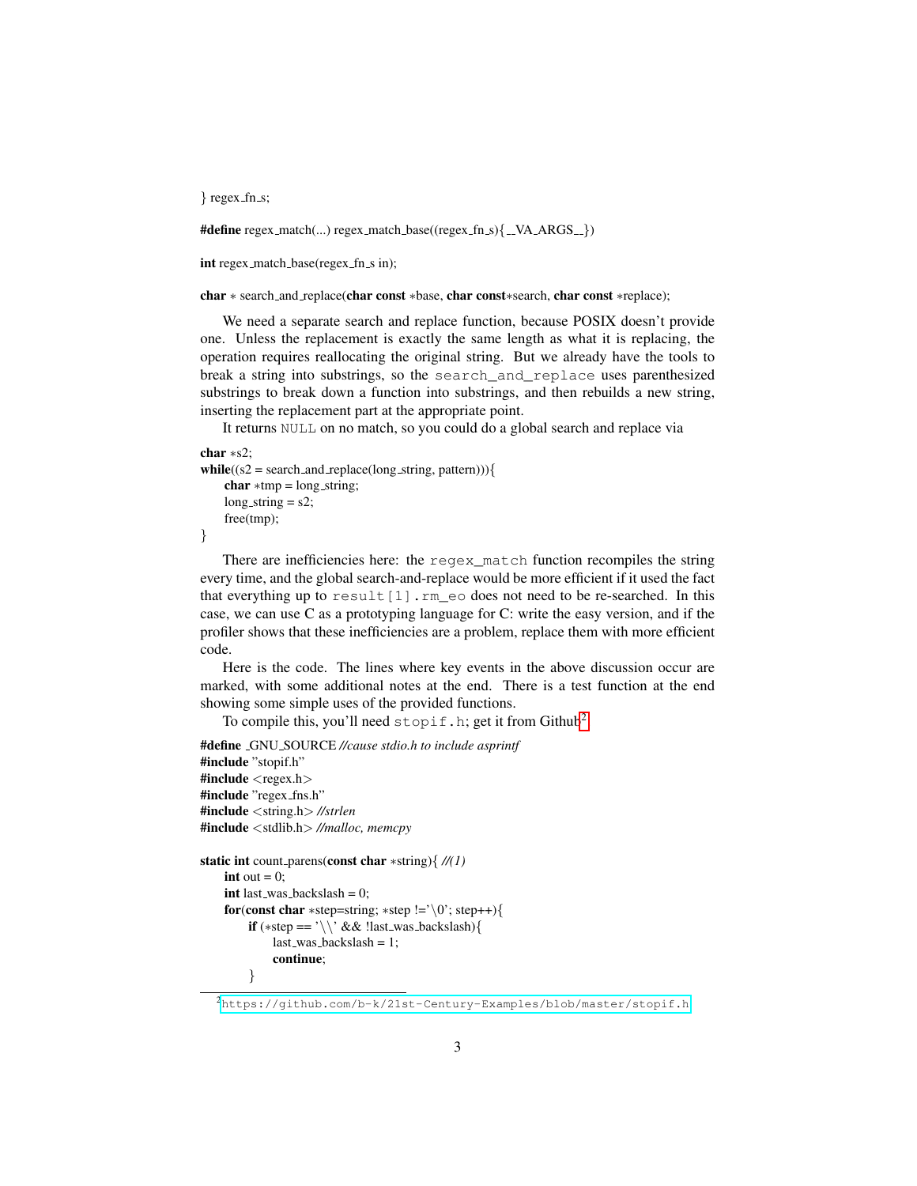```
} regex_fn_s;

#define regex_match(...) regex_match_base((regex_fn_s){__VA_ARGS__})

int regex_match_base(regex_fn_s in);

char * search_and_replace(char const *base, char const*search, char const *replace);
```

We need a separate search and replace function, because POSIX doesn't provide one. Unless the replacement is exactly the same length as what it is replacing, the operation requires reallocating the original string. But we already have the tools to break a string into substrings, so the `search_and_replace` uses parenthesized substrings to break down a function into substrings, and then rebuilds a new string, inserting the replacement part at the appropriate point.

It returns `NULL` on no match, so you could do a global search and replace via

```
char *s2;
while((s2 = search_and_replace(long_string, pattern))){
    char *tmp = long_string;
    long_string = s2;
    free(tmp);
}
```

There are inefficiencies here: the `regex_match` function recompiles the string every time, and the global search-and-replace would be more efficient if it used the fact that everything up to `result[1].rm_eo` does not need to be re-searched. In this case, we can use C as a prototyping language for C: write the easy version, and if the profiler shows that these inefficiencies are a problem, replace them with more efficient code.

Here is the code. The lines where key events in the above discussion occur are marked, with some additional notes at the end. There is a test function at the end showing some simple uses of the provided functions.

To compile this, you'll need `stopif.h`; get it from Github[2]

```
#define _GNU_SOURCE //cause stdio.h to include asprintf
#include "stopif.h"
#include <regex.h>
#include "regex_fns.h"
#include <string.h> //strlen
#include <stdlib.h> //malloc, memcpy

static int count_parens(const char *string){ //(1)
    int out = 0;
    int last_was_backslash = 0;
    for(const char *step=string; *step !='\0'; step++){
        if (*step == '\\' && !last_was_backslash){
            last_was_backslash = 1;
            continue;
        }
```

[2] https://github.com/b-k/21st-Century-Examples/blob/master/stopif.h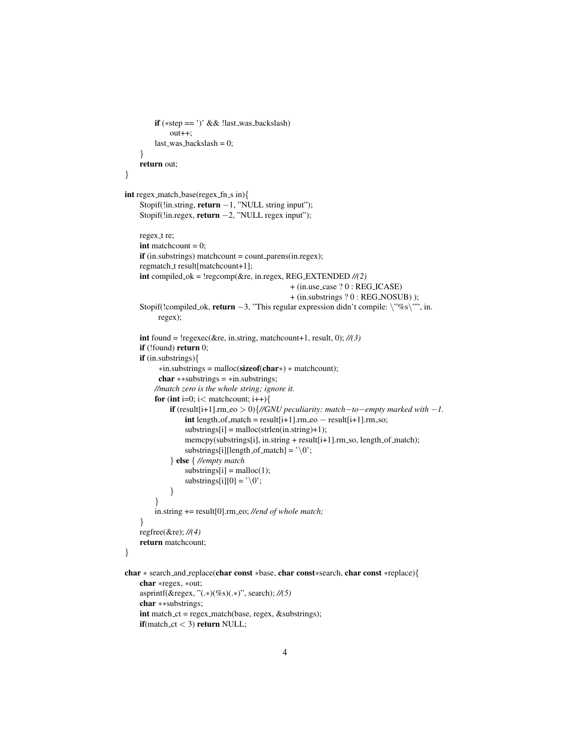```c
        if (*step == ')' && !last_was_backslash)
            out++;
        last_was_backslash = 0;
    }
    return out;
}

int regex_match_base(regex_fn_s in){
    Stopif(!in.string, return -1, "NULL string input");
    Stopif(!in.regex, return -2, "NULL regex input");

    regex_t re;
    int matchcount = 0;
    if (in.substrings) matchcount = count_parens(in.regex);
    regmatch_t result[matchcount+1];
    int compiled_ok = !regcomp(&re, in.regex, REG_EXTENDED //(2)
                                    + (in.use_case ? 0 : REG_ICASE)
                                    + (in.substrings ? 0 : REG_NOSUB) );
    Stopif(!compiled_ok, return -3, "This regular expression didn't compile: \"%s\"", in.
        regex);

    int found = !regexec(&re, in.string, matchcount+1, result, 0); //(3)
    if (!found) return 0;
    if (in.substrings){
         *in.substrings = malloc(sizeof(char*) * matchcount);
         char **substrings = *in.substrings;
        //match zero is the whole string; ignore it.
        for (int i=0; i< matchcount; i++){
            if (result[i+1].rm_eo > 0){//GNU peculiarity: match-to-empty marked with -1.
                int length_of_match = result[i+1].rm_eo - result[i+1].rm_so;
                substrings[i] = malloc(strlen(in.string)+1);
                memcpy(substrings[i], in.string + result[i+1].rm_so, length_of_match);
                substrings[i][length_of_match] = '\0';
            } else { //empty match
                substrings[i] = malloc(1);
                substrings[i][0] = '\0';
            }
        }
        in.string += result[0].rm_eo; //end of whole match;
    }
    regfree(&re); //(4)
    return matchcount;
}

char * search_and_replace(char const *base, char const*search, char const *replace){
    char *regex, *out;
    asprintf(&regex, "(.*)(%s)(.*)", search); //(5)
    char **substrings;
    int match_ct = regex_match(base, regex, &substrings);
    if(match_ct < 3) return NULL;
```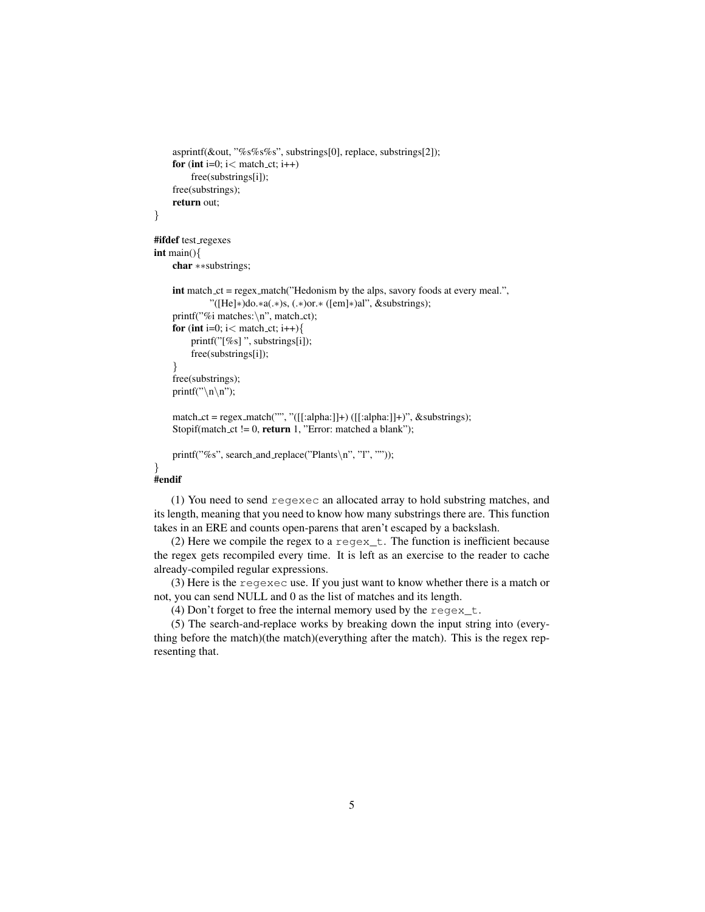```
    asprintf(&out, "%s%s%s", substrings[0], replace, substrings[2]);
    for (int i=0; i< match_ct; i++)
        free(substrings[i]);
    free(substrings);
    return out;
}

#ifdef test_regexes
int main(){
    char **substrings;

    int match_ct = regex_match("Hedonism by the alps, savory foods at every meal.",
            "([He]*)do.*a(.*)s, (.*)or.* ([em]*)al", &substrings);
    printf("%i matches:\n", match_ct);
    for (int i=0; i< match_ct; i++){
        printf("[%s] ", substrings[i]);
        free(substrings[i]);
    }
    free(substrings);
    printf("\n\n");

    match_ct = regex_match("", "([[:alpha:]]+) ([[:alpha:]]+)", &substrings);
    Stopif(match_ct != 0, return 1, "Error: matched a blank");

    printf("%s", search_and_replace("Plants\n", "l", ""));
}
#endif
```

(1) You need to send `regexec` an allocated array to hold substring matches, and its length, meaning that you need to know how many substrings there are. This function takes in an ERE and counts open-parens that aren't escaped by a backslash.

(2) Here we compile the regex to a `regex_t`. The function is inefficient because the regex gets recompiled every time. It is left as an exercise to the reader to cache already-compiled regular expressions.

(3) Here is the `regexec` use. If you just want to know whether there is a match or not, you can send NULL and 0 as the list of matches and its length.

(4) Don't forget to free the internal memory used by the `regex_t`.

(5) The search-and-replace works by breaking down the input string into (everything before the match)(the match)(everything after the match). This is the regex representing that.